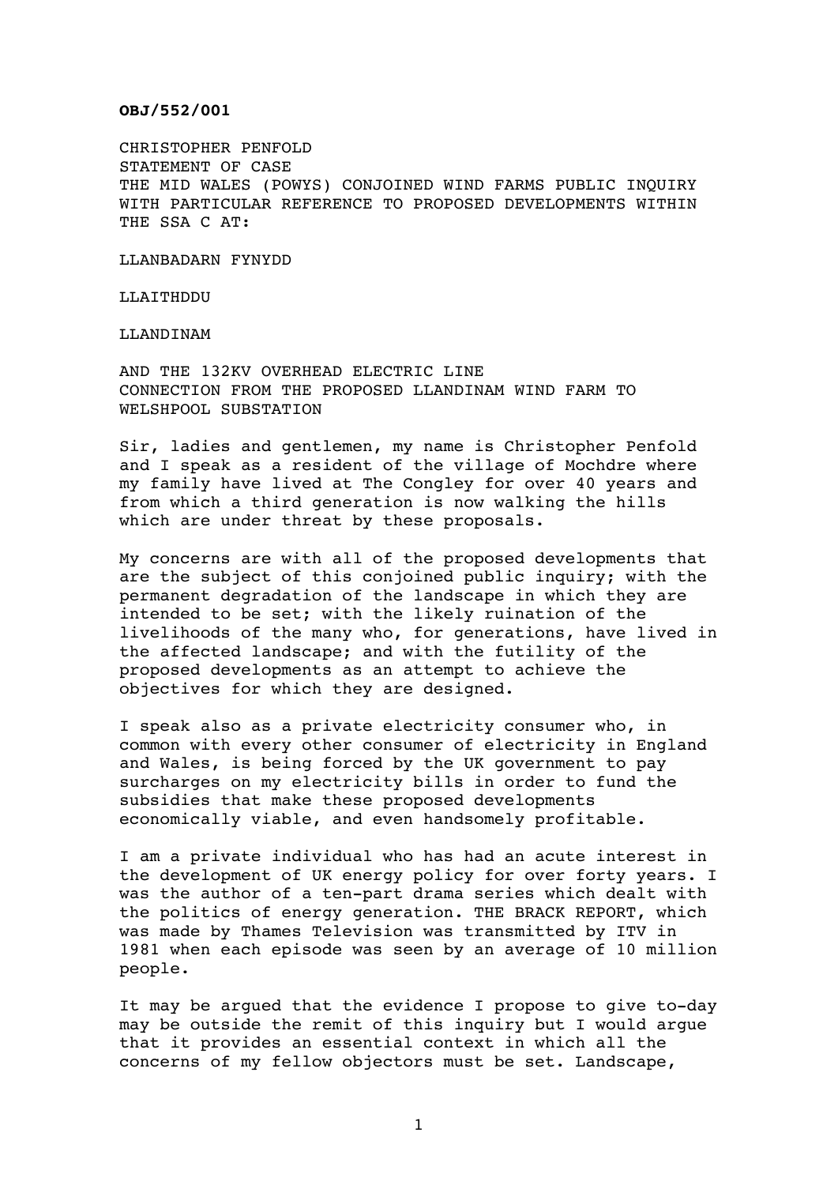**OBJ/552/001**

CHRISTOPHER PENFOLD
STATEMENT OF CASE
THE MID WALES (POWYS) CONJOINED WIND FARMS PUBLIC INQUIRY WITH PARTICULAR REFERENCE TO PROPOSED DEVELOPMENTS WITHIN THE SSA C AT:

LLANBADARN FYNYDD

LLAITHDDU

LLANDINAM

AND THE 132KV OVERHEAD ELECTRIC LINE CONNECTION FROM THE PROPOSED LLANDINAM WIND FARM TO WELSHPOOL SUBSTATION

Sir, ladies and gentlemen, my name is Christopher Penfold and I speak as a resident of the village of Mochdre where my family have lived at The Congley for over 40 years and from which a third generation is now walking the hills which are under threat by these proposals.

My concerns are with all of the proposed developments that are the subject of this conjoined public inquiry; with the permanent degradation of the landscape in which they are intended to be set; with the likely ruination of the livelihoods of the many who, for generations, have lived in the affected landscape; and with the futility of the proposed developments as an attempt to achieve the objectives for which they are designed.

I speak also as a private electricity consumer who, in common with every other consumer of electricity in England and Wales, is being forced by the UK government to pay surcharges on my electricity bills in order to fund the subsidies that make these proposed developments economically viable, and even handsomely profitable.

I am a private individual who has had an acute interest in the development of UK energy policy for over forty years. I was the author of a ten-part drama series which dealt with the politics of energy generation. THE BRACK REPORT, which was made by Thames Television was transmitted by ITV in 1981 when each episode was seen by an average of 10 million people.

It may be argued that the evidence I propose to give to-day may be outside the remit of this inquiry but I would argue that it provides an essential context in which all the concerns of my fellow objectors must be set. Landscape,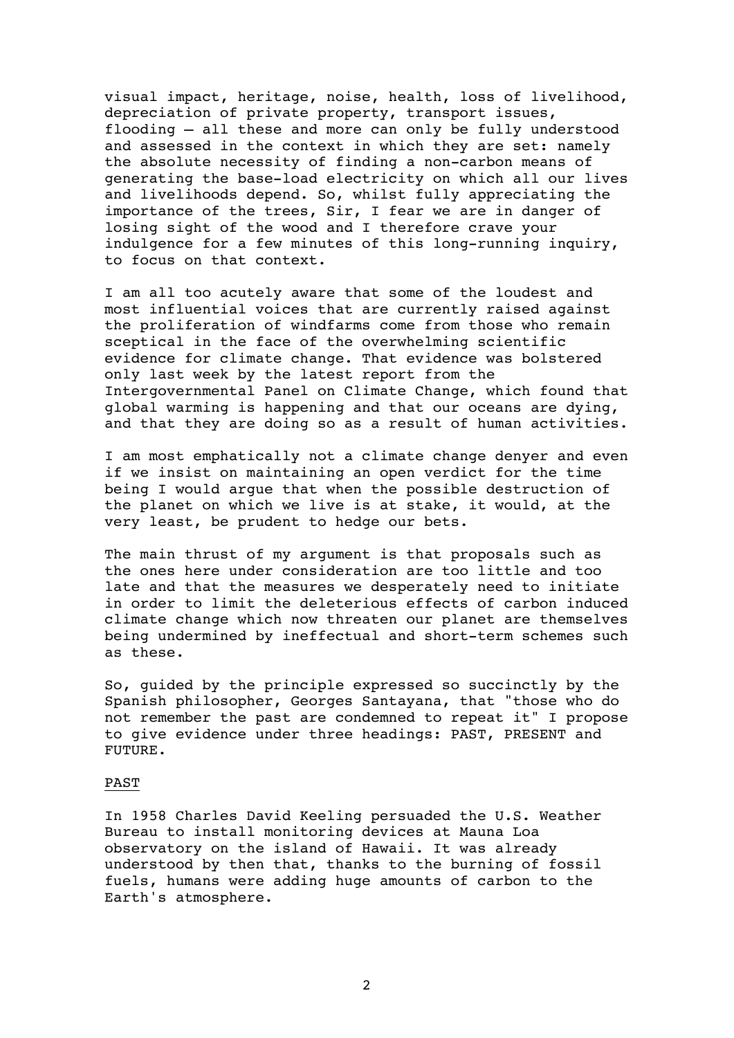visual impact, heritage, noise, health, loss of livelihood, depreciation of private property, transport issues, flooding – all these and more can only be fully understood and assessed in the context in which they are set: namely the absolute necessity of finding a non-carbon means of generating the base-load electricity on which all our lives and livelihoods depend. So, whilst fully appreciating the importance of the trees, Sir, I fear we are in danger of losing sight of the wood and I therefore crave your indulgence for a few minutes of this long-running inquiry, to focus on that context.

I am all too acutely aware that some of the loudest and most influential voices that are currently raised against the proliferation of windfarms come from those who remain sceptical in the face of the overwhelming scientific evidence for climate change. That evidence was bolstered only last week by the latest report from the Intergovernmental Panel on Climate Change, which found that global warming is happening and that our oceans are dying, and that they are doing so as a result of human activities.

I am most emphatically not a climate change denyer and even if we insist on maintaining an open verdict for the time being I would argue that when the possible destruction of the planet on which we live is at stake, it would, at the very least, be prudent to hedge our bets.

The main thrust of my argument is that proposals such as the ones here under consideration are too little and too late and that the measures we desperately need to initiate in order to limit the deleterious effects of carbon induced climate change which now threaten our planet are themselves being undermined by ineffectual and short-term schemes such as these.

So, guided by the principle expressed so succinctly by the Spanish philosopher, Georges Santayana, that "those who do not remember the past are condemned to repeat it" I propose to give evidence under three headings: PAST, PRESENT and FUTURE.

## PAST

In 1958 Charles David Keeling persuaded the U.S. Weather Bureau to install monitoring devices at Mauna Loa observatory on the island of Hawaii. It was already understood by then that, thanks to the burning of fossil fuels, humans were adding huge amounts of carbon to the Earth's atmosphere.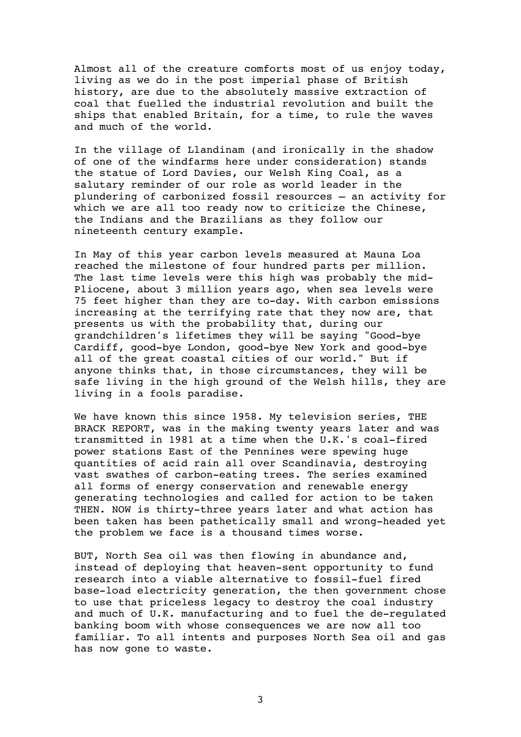Almost all of the creature comforts most of us enjoy today, living as we do in the post imperial phase of British history, are due to the absolutely massive extraction of coal that fuelled the industrial revolution and built the ships that enabled Britain, for a time, to rule the waves and much of the world.

In the village of Llandinam (and ironically in the shadow of one of the windfarms here under consideration) stands the statue of Lord Davies, our Welsh King Coal, as a salutary reminder of our role as world leader in the plundering of carbonized fossil resources – an activity for which we are all too ready now to criticize the Chinese, the Indians and the Brazilians as they follow our nineteenth century example.

In May of this year carbon levels measured at Mauna Loa reached the milestone of four hundred parts per million. The last time levels were this high was probably the mid-Pliocene, about 3 million years ago, when sea levels were 75 feet higher than they are to-day. With carbon emissions increasing at the terrifying rate that they now are, that presents us with the probability that, during our grandchildren's lifetimes they will be saying "Good-bye Cardiff, good-bye London, good-bye New York and good-bye all of the great coastal cities of our world." But if anyone thinks that, in those circumstances, they will be safe living in the high ground of the Welsh hills, they are living in a fools paradise.

We have known this since 1958. My television series, THE BRACK REPORT, was in the making twenty years later and was transmitted in 1981 at a time when the U.K.'s coal-fired power stations East of the Pennines were spewing huge quantities of acid rain all over Scandinavia, destroying vast swathes of carbon-eating trees. The series examined all forms of energy conservation and renewable energy generating technologies and called for action to be taken THEN. NOW is thirty-three years later and what action has been taken has been pathetically small and wrong-headed yet the problem we face is a thousand times worse.

BUT, North Sea oil was then flowing in abundance and, instead of deploying that heaven-sent opportunity to fund research into a viable alternative to fossil-fuel fired base-load electricity generation, the then government chose to use that priceless legacy to destroy the coal industry and much of U.K. manufacturing and to fuel the de-regulated banking boom with whose consequences we are now all too familiar. To all intents and purposes North Sea oil and gas has now gone to waste.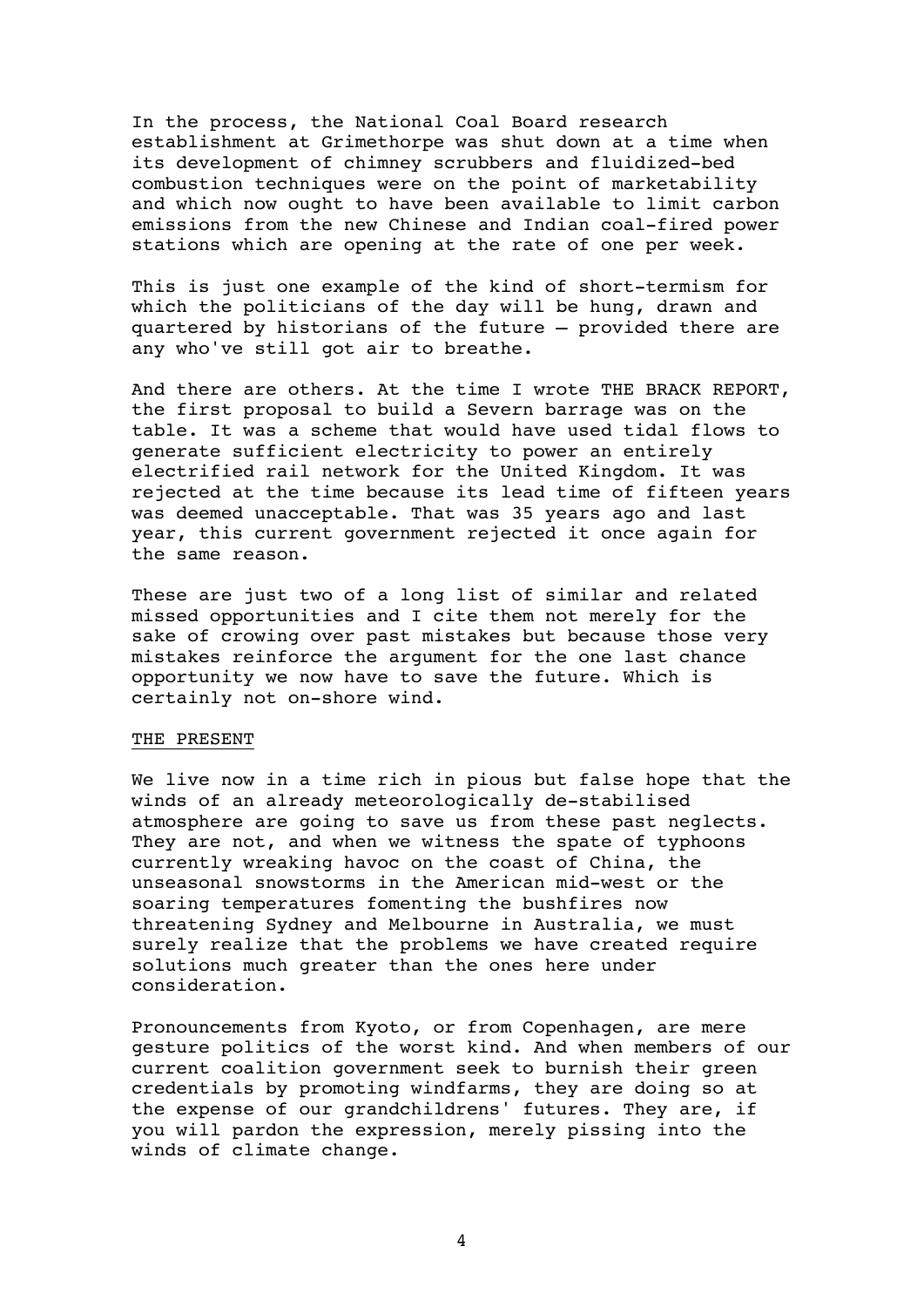In the process, the National Coal Board research establishment at Grimethorpe was shut down at a time when its development of chimney scrubbers and fluidized-bed combustion techniques were on the point of marketability and which now ought to have been available to limit carbon emissions from the new Chinese and Indian coal-fired power stations which are opening at the rate of one per week.

This is just one example of the kind of short-termism for which the politicians of the day will be hung, drawn and quartered by historians of the future – provided there are any who've still got air to breathe.

And there are others. At the time I wrote THE BRACK REPORT, the first proposal to build a Severn barrage was on the table. It was a scheme that would have used tidal flows to generate sufficient electricity to power an entirely electrified rail network for the United Kingdom. It was rejected at the time because its lead time of fifteen years was deemed unacceptable. That was 35 years ago and last year, this current government rejected it once again for the same reason.

These are just two of a long list of similar and related missed opportunities and I cite them not merely for the sake of crowing over past mistakes but because those very mistakes reinforce the argument for the one last chance opportunity we now have to save the future. Which is certainly not on-shore wind.

## THE PRESENT

We live now in a time rich in pious but false hope that the winds of an already meteorologically de-stabilised atmosphere are going to save us from these past neglects. They are not, and when we witness the spate of typhoons currently wreaking havoc on the coast of China, the unseasonal snowstorms in the American mid-west or the soaring temperatures fomenting the bushfires now threatening Sydney and Melbourne in Australia, we must surely realize that the problems we have created require solutions much greater than the ones here under consideration.

Pronouncements from Kyoto, or from Copenhagen, are mere gesture politics of the worst kind. And when members of our current coalition government seek to burnish their green credentials by promoting windfarms, they are doing so at the expense of our grandchildrens' futures. They are, if you will pardon the expression, merely pissing into the winds of climate change.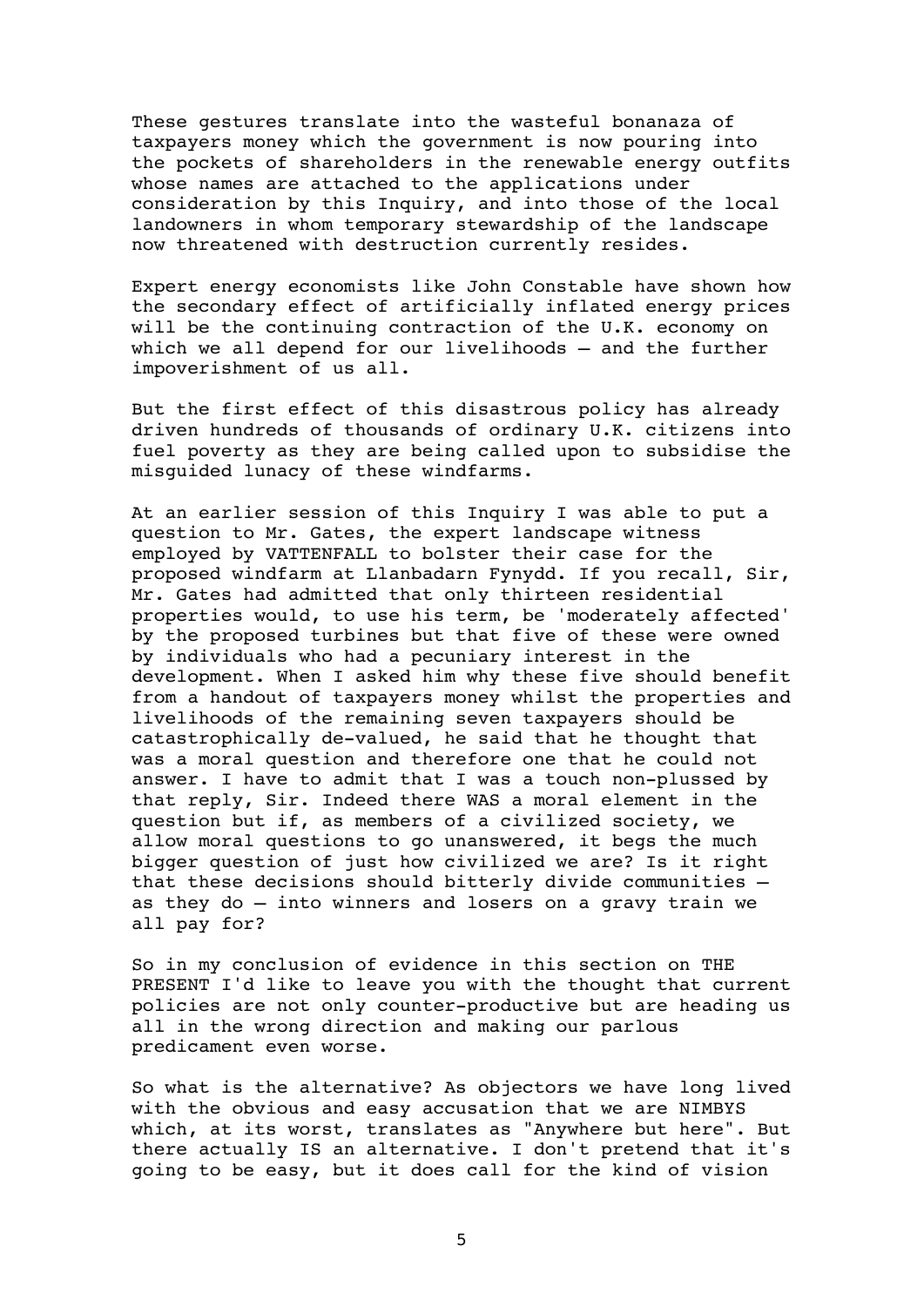These gestures translate into the wasteful bonanaza of taxpayers money which the government is now pouring into the pockets of shareholders in the renewable energy outfits whose names are attached to the applications under consideration by this Inquiry, and into those of the local landowners in whom temporary stewardship of the landscape now threatened with destruction currently resides.

Expert energy economists like John Constable have shown how the secondary effect of artificially inflated energy prices will be the continuing contraction of the U.K. economy on which we all depend for our livelihoods – and the further impoverishment of us all.

But the first effect of this disastrous policy has already driven hundreds of thousands of ordinary U.K. citizens into fuel poverty as they are being called upon to subsidise the misguided lunacy of these windfarms.

At an earlier session of this Inquiry I was able to put a question to Mr. Gates, the expert landscape witness employed by VATTENFALL to bolster their case for the proposed windfarm at Llanbadarn Fynydd. If you recall, Sir, Mr. Gates had admitted that only thirteen residential properties would, to use his term, be 'moderately affected' by the proposed turbines but that five of these were owned by individuals who had a pecuniary interest in the development. When I asked him why these five should benefit from a handout of taxpayers money whilst the properties and livelihoods of the remaining seven taxpayers should be catastrophically de-valued, he said that he thought that was a moral question and therefore one that he could not answer. I have to admit that I was a touch non-plussed by that reply, Sir. Indeed there WAS a moral element in the question but if, as members of a civilized society, we allow moral questions to go unanswered, it begs the much bigger question of just how civilized we are? Is it right that these decisions should bitterly divide communities – as they do – into winners and losers on a gravy train we all pay for?

So in my conclusion of evidence in this section on THE PRESENT I'd like to leave you with the thought that current policies are not only counter-productive but are heading us all in the wrong direction and making our parlous predicament even worse.

So what is the alternative? As objectors we have long lived with the obvious and easy accusation that we are NIMBYS which, at its worst, translates as "Anywhere but here". But there actually IS an alternative. I don't pretend that it's going to be easy, but it does call for the kind of vision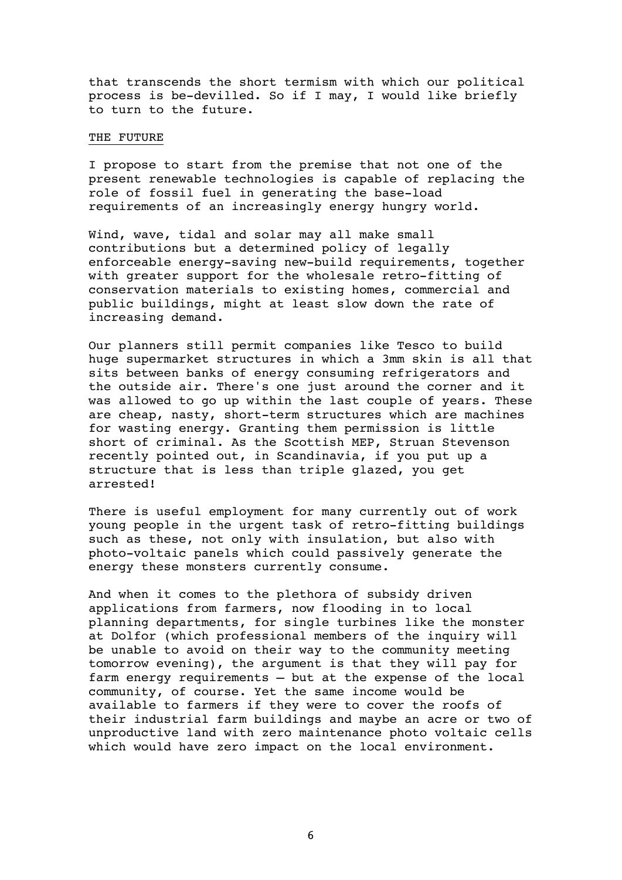that transcends the short termism with which our political process is be-devilled. So if I may, I would like briefly to turn to the future.

## THE FUTURE

I propose to start from the premise that not one of the present renewable technologies is capable of replacing the role of fossil fuel in generating the base-load requirements of an increasingly energy hungry world.

Wind, wave, tidal and solar may all make small contributions but a determined policy of legally enforceable energy-saving new-build requirements, together with greater support for the wholesale retro-fitting of conservation materials to existing homes, commercial and public buildings, might at least slow down the rate of increasing demand.

Our planners still permit companies like Tesco to build huge supermarket structures in which a 3mm skin is all that sits between banks of energy consuming refrigerators and the outside air. There's one just around the corner and it was allowed to go up within the last couple of years. These are cheap, nasty, short-term structures which are machines for wasting energy. Granting them permission is little short of criminal. As the Scottish MEP, Struan Stevenson recently pointed out, in Scandinavia, if you put up a structure that is less than triple glazed, you get arrested!

There is useful employment for many currently out of work young people in the urgent task of retro-fitting buildings such as these, not only with insulation, but also with photo-voltaic panels which could passively generate the energy these monsters currently consume.

And when it comes to the plethora of subsidy driven applications from farmers, now flooding in to local planning departments, for single turbines like the monster at Dolfor (which professional members of the inquiry will be unable to avoid on their way to the community meeting tomorrow evening), the argument is that they will pay for farm energy requirements – but at the expense of the local community, of course. Yet the same income would be available to farmers if they were to cover the roofs of their industrial farm buildings and maybe an acre or two of unproductive land with zero maintenance photo voltaic cells which would have zero impact on the local environment.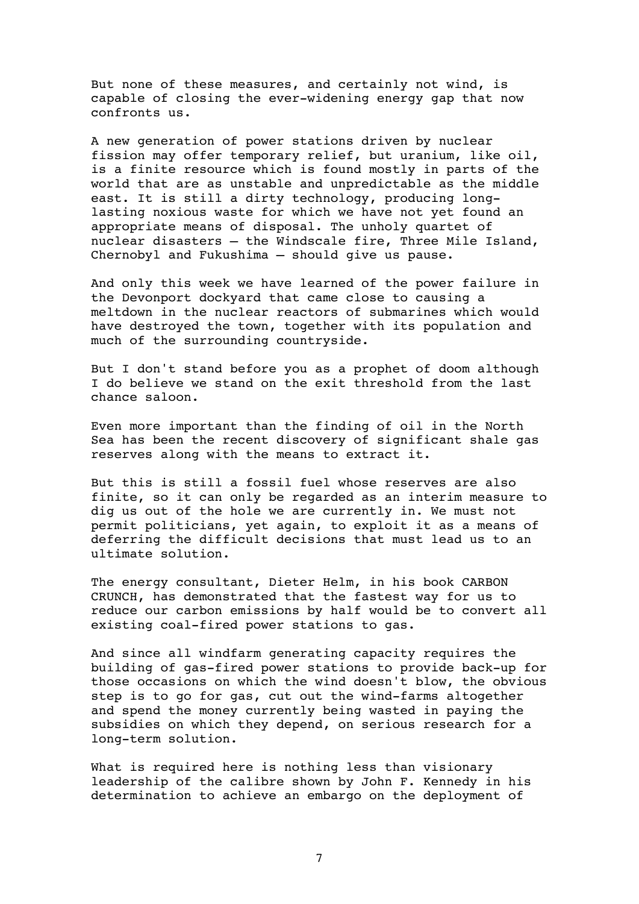But none of these measures, and certainly not wind, is capable of closing the ever-widening energy gap that now confronts us.

A new generation of power stations driven by nuclear fission may offer temporary relief, but uranium, like oil, is a finite resource which is found mostly in parts of the world that are as unstable and unpredictable as the middle east. It is still a dirty technology, producing long-lasting noxious waste for which we have not yet found an appropriate means of disposal. The unholy quartet of nuclear disasters – the Windscale fire, Three Mile Island, Chernobyl and Fukushima – should give us pause.

And only this week we have learned of the power failure in the Devonport dockyard that came close to causing a meltdown in the nuclear reactors of submarines which would have destroyed the town, together with its population and much of the surrounding countryside.

But I don't stand before you as a prophet of doom although I do believe we stand on the exit threshold from the last chance saloon.

Even more important than the finding of oil in the North Sea has been the recent discovery of significant shale gas reserves along with the means to extract it.

But this is still a fossil fuel whose reserves are also finite, so it can only be regarded as an interim measure to dig us out of the hole we are currently in. We must not permit politicians, yet again, to exploit it as a means of deferring the difficult decisions that must lead us to an ultimate solution.

The energy consultant, Dieter Helm, in his book CARBON CRUNCH, has demonstrated that the fastest way for us to reduce our carbon emissions by half would be to convert all existing coal-fired power stations to gas.

And since all windfarm generating capacity requires the building of gas-fired power stations to provide back-up for those occasions on which the wind doesn't blow, the obvious step is to go for gas, cut out the wind-farms altogether and spend the money currently being wasted in paying the subsidies on which they depend, on serious research for a long-term solution.

What is required here is nothing less than visionary leadership of the calibre shown by John F. Kennedy in his determination to achieve an embargo on the deployment of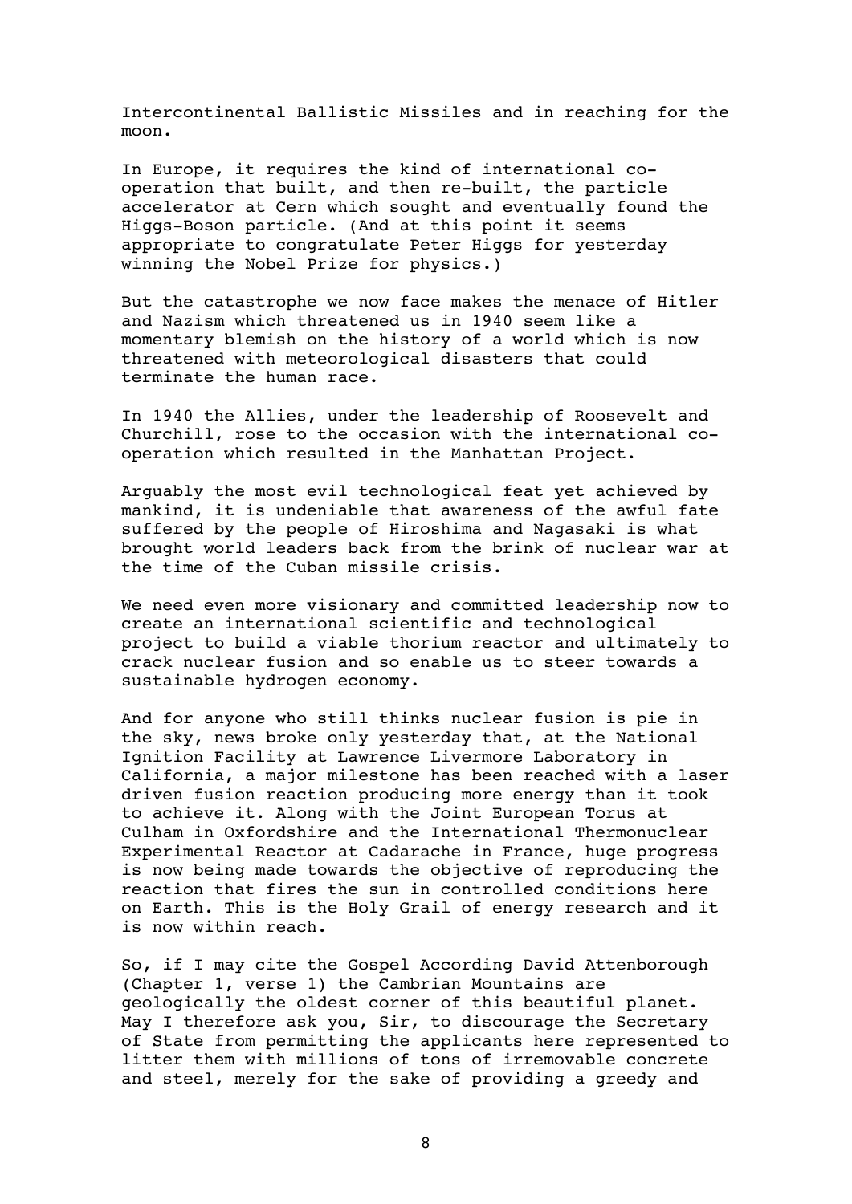Intercontinental Ballistic Missiles and in reaching for the moon.

In Europe, it requires the kind of international co-operation that built, and then re-built, the particle accelerator at Cern which sought and eventually found the Higgs-Boson particle. (And at this point it seems appropriate to congratulate Peter Higgs for yesterday winning the Nobel Prize for physics.)

But the catastrophe we now face makes the menace of Hitler and Nazism which threatened us in 1940 seem like a momentary blemish on the history of a world which is now threatened with meteorological disasters that could terminate the human race.

In 1940 the Allies, under the leadership of Roosevelt and Churchill, rose to the occasion with the international co-operation which resulted in the Manhattan Project.

Arguably the most evil technological feat yet achieved by mankind, it is undeniable that awareness of the awful fate suffered by the people of Hiroshima and Nagasaki is what brought world leaders back from the brink of nuclear war at the time of the Cuban missile crisis.

We need even more visionary and committed leadership now to create an international scientific and technological project to build a viable thorium reactor and ultimately to crack nuclear fusion and so enable us to steer towards a sustainable hydrogen economy.

And for anyone who still thinks nuclear fusion is pie in the sky, news broke only yesterday that, at the National Ignition Facility at Lawrence Livermore Laboratory in California, a major milestone has been reached with a laser driven fusion reaction producing more energy than it took to achieve it. Along with the Joint European Torus at Culham in Oxfordshire and the International Thermonuclear Experimental Reactor at Cadarache in France, huge progress is now being made towards the objective of reproducing the reaction that fires the sun in controlled conditions here on Earth. This is the Holy Grail of energy research and it is now within reach.

So, if I may cite the Gospel According David Attenborough (Chapter 1, verse 1) the Cambrian Mountains are geologically the oldest corner of this beautiful planet. May I therefore ask you, Sir, to discourage the Secretary of State from permitting the applicants here represented to litter them with millions of tons of irremovable concrete and steel, merely for the sake of providing a greedy and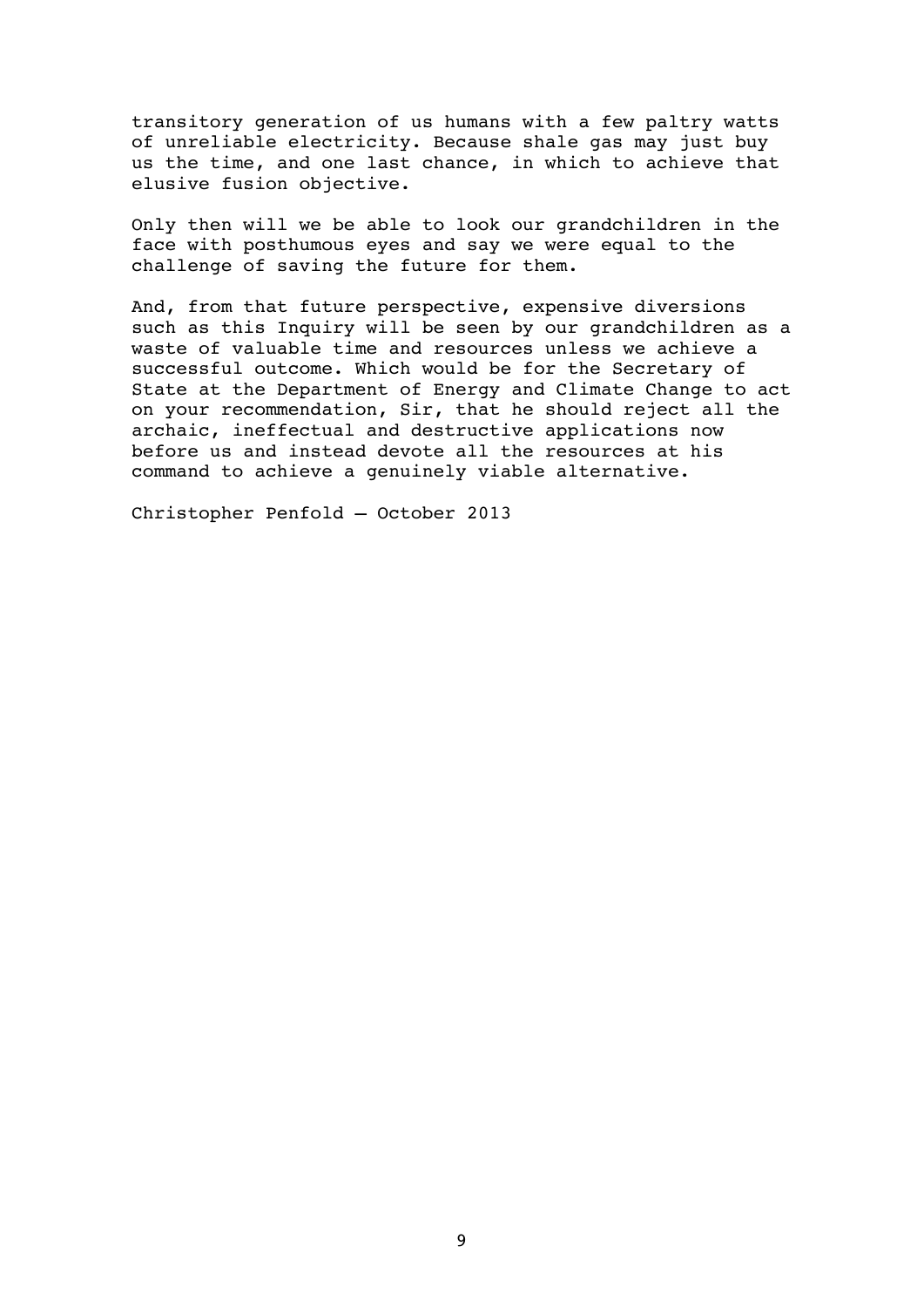transitory generation of us humans with a few paltry watts of unreliable electricity. Because shale gas may just buy us the time, and one last chance, in which to achieve that elusive fusion objective.

Only then will we be able to look our grandchildren in the face with posthumous eyes and say we were equal to the challenge of saving the future for them.

And, from that future perspective, expensive diversions such as this Inquiry will be seen by our grandchildren as a waste of valuable time and resources unless we achieve a successful outcome. Which would be for the Secretary of State at the Department of Energy and Climate Change to act on your recommendation, Sir, that he should reject all the archaic, ineffectual and destructive applications now before us and instead devote all the resources at his command to achieve a genuinely viable alternative.

Christopher Penfold – October 2013